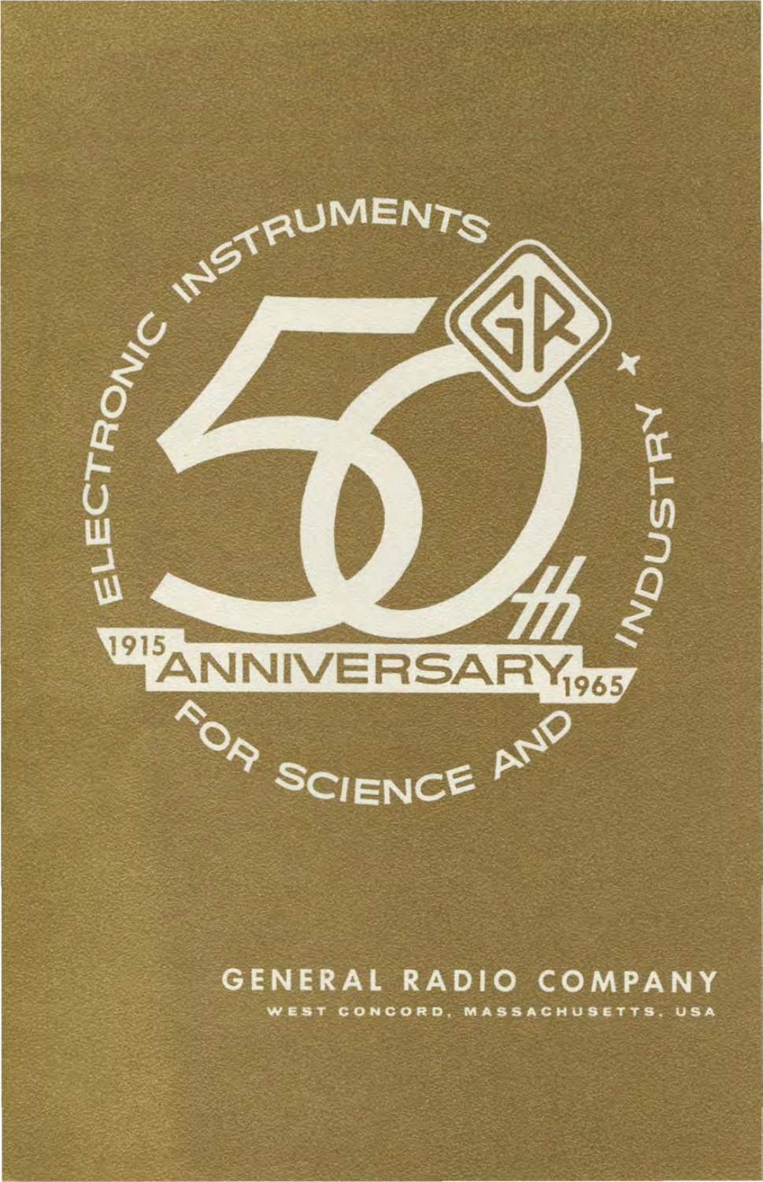ELECTRONIC INSTRUMENTS ★ FOR SCIENCE AND INDUSTRY

GR

50th

1915 ANNIVERSARY 1965

**GENERAL RADIO COMPANY**

WEST CONCORD, MASSACHUSETTS, USA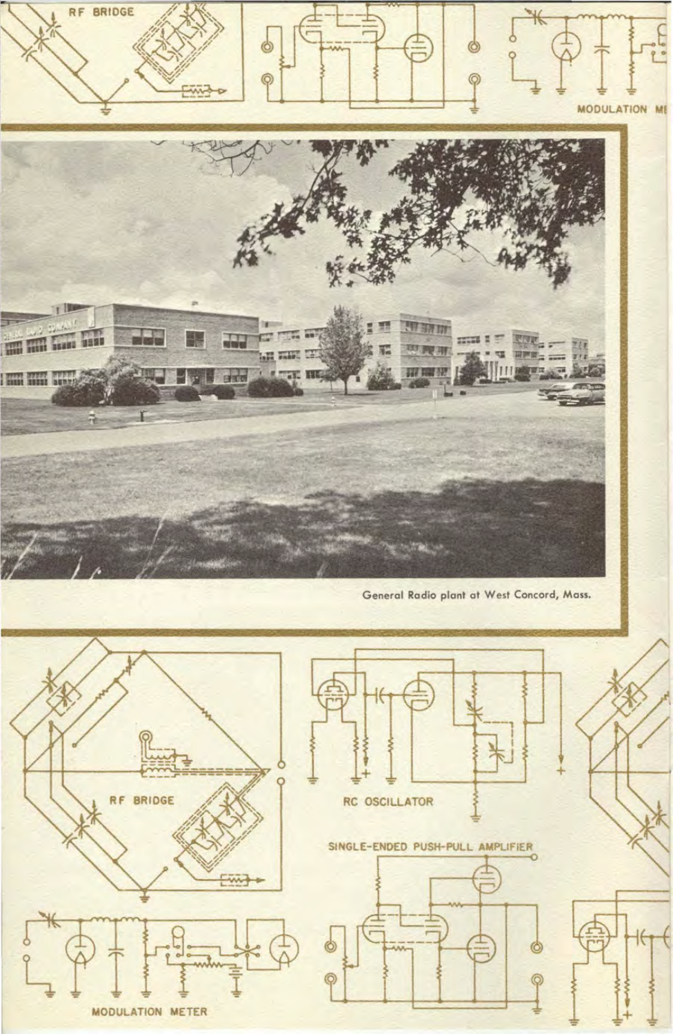RF BRIDGE

MODULATION ME

General Radio plant at West Concord, Mass.

RF BRIDGE

RC OSCILLATOR

SINGLE-ENDED PUSH-PULL AMPLIFIER

MODULATION METER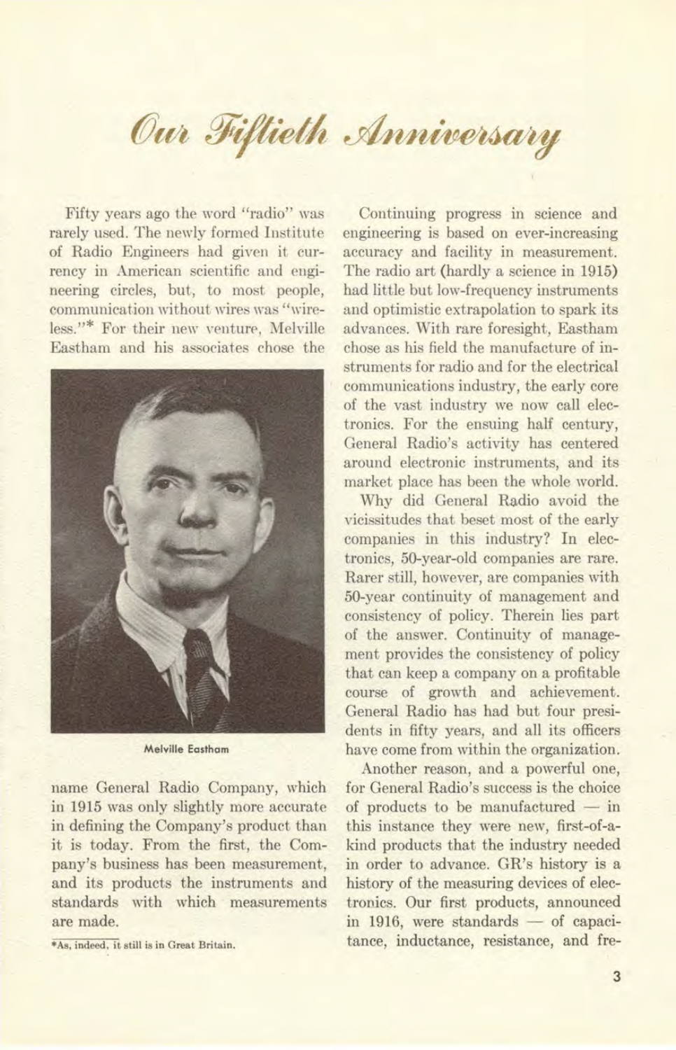# Our Fiftieth Anniversary

Fifty years ago the word "radio" was rarely used. The newly formed Institute of Radio Engineers had given it currency in American scientific and engineering circles, but, to most people, communication without wires was "wireless."* For their new venture, Melville Eastham and his associates chose the name General Radio Company, which in 1915 was only slightly more accurate in defining the Company's product than it is today. From the first, the Company's business has been measurement, and its products the instruments and standards with which measurements are made.

Melville Eastham

*As, indeed, it still is in Great Britain.

Continuing progress in science and engineering is based on ever-increasing accuracy and facility in measurement. The radio art (hardly a science in 1915) had little but low-frequency instruments and optimistic extrapolation to spark its advances. With rare foresight, Eastham chose as his field the manufacture of instruments for radio and for the electrical communications industry, the early core of the vast industry we now call electronics. For the ensuing half century, General Radio's activity has centered around electronic instruments, and its market place has been the whole world.

Why did General Radio avoid the vicissitudes that beset most of the early companies in this industry? In electronics, 50-year-old companies are rare. Rarer still, however, are companies with 50-year continuity of management and consistency of policy. Therein lies part of the answer. Continuity of management provides the consistency of policy that can keep a company on a profitable course of growth and achievement. General Radio has had but four presidents in fifty years, and all its officers have come from within the organization.

Another reason, and a powerful one, for General Radio's success is the choice of products to be manufactured — in this instance they were new, first-of-a-kind products that the industry needed in order to advance. GR's history is a history of the measuring devices of electronics. Our first products, announced in 1916, were standards — of capacitance, inductance, resistance, and fre-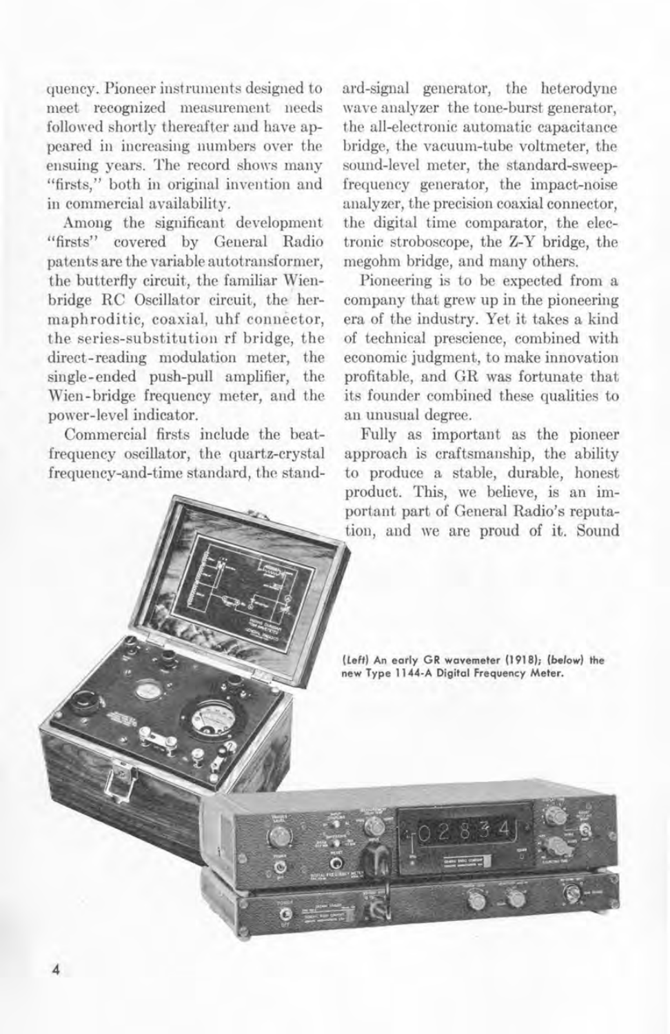quency. Pioneer instruments designed to meet recognized measurement needs followed shortly thereafter and have appeared in increasing numbers over the ensuing years. The record shows many "firsts," both in original invention and in commercial availability.

Among the significant development "firsts" covered by General Radio patents are the variable autotransformer, the butterfly circuit, the familiar Wien-bridge RC Oscillator circuit, the hermaphroditic, coaxial, uhf connector, the series-substitution rf bridge, the direct-reading modulation meter, the single-ended push-pull amplifier, the Wien-bridge frequency meter, and the power-level indicator.

Commercial firsts include the beat-frequency oscillator, the quartz-crystal frequency-and-time standard, the standard-signal generator, the heterodyne wave analyzer the tone-burst generator, the all-electronic automatic capacitance bridge, the vacuum-tube voltmeter, the sound-level meter, the standard-sweep-frequency generator, the impact-noise analyzer, the precision coaxial connector, the digital time comparator, the electronic stroboscope, the Z-Y bridge, the megohm bridge, and many others.

Pioneering is to be expected from a company that grew up in the pioneering era of the industry. Yet it takes a kind of technical prescience, combined with economic judgment, to make innovation profitable, and GR was fortunate that its founder combined these qualities to an unusual degree.

Fully as important as the pioneer approach is craftsmanship, the ability to produce a stable, durable, honest product. This, we believe, is an important part of General Radio's reputation, and we are proud of it. Sound

*(Left)* An early GR wavemeter (1918); *(below)* the new Type 1144-A Digital Frequency Meter.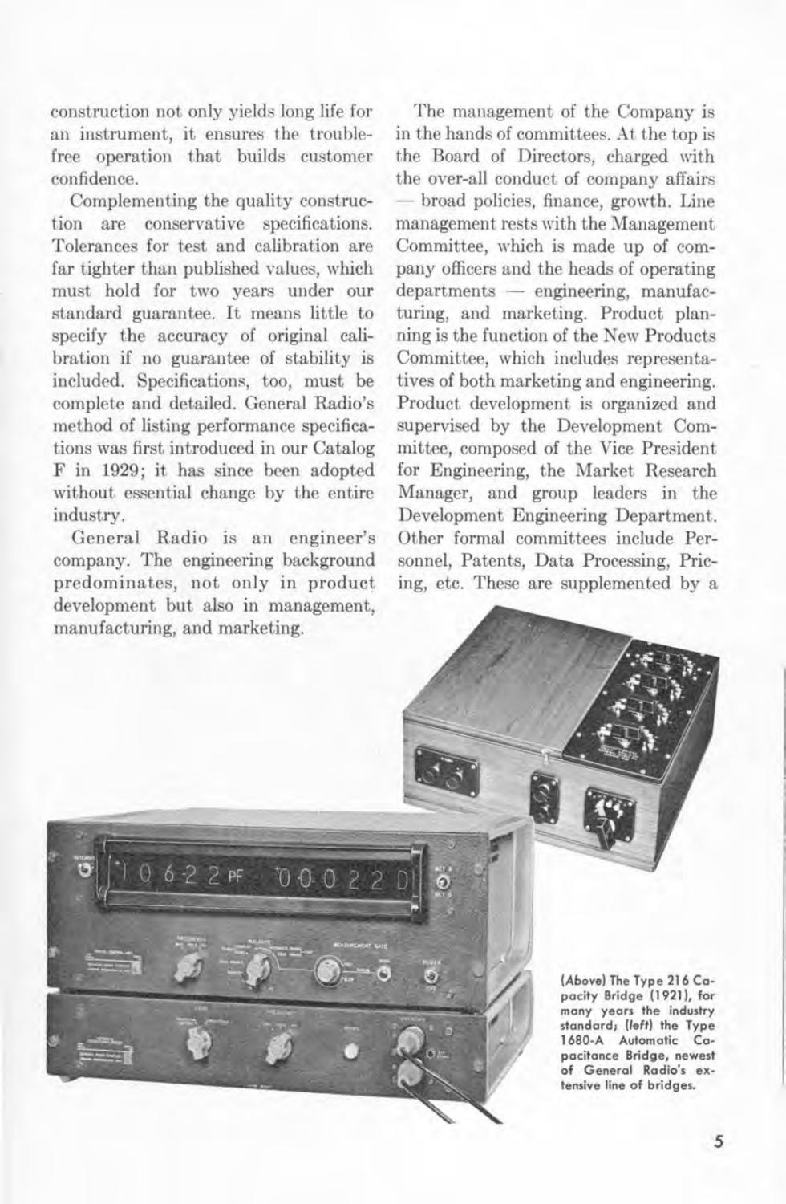construction not only yields long life for an instrument, it ensures the trouble-free operation that builds customer confidence.

Complementing the quality construction are conservative specifications. Tolerances for test and calibration are far tighter than published values, which must hold for two years under our standard guarantee. It means little to specify the accuracy of original calibration if no guarantee of stability is included. Specifications, too, must be complete and detailed. General Radio's method of listing performance specifications was first introduced in our Catalog F in 1929; it has since been adopted without essential change by the entire industry.

General Radio is an engineer's company. The engineering background predominates, not only in product development but also in management, manufacturing, and marketing.

The management of the Company is in the hands of committees. At the top is the Board of Directors, charged with the over-all conduct of company affairs — broad policies, finance, growth. Line management rests with the Management Committee, which is made up of company officers and the heads of operating departments — engineering, manufacturing, and marketing. Product planning is the function of the New Products Committee, which includes representatives of both marketing and engineering. Product development is organized and supervised by the Development Committee, composed of the Vice President for Engineering, the Market Research Manager, and group leaders in the Development Engineering Department. Other formal committees include Personnel, Patents, Data Processing, Pricing, etc. These are supplemented by a

**(Above) The Type 216 Capacity Bridge (1921), for many years the industry standard; (left) the Type 1680-A Automatic Capacitance Bridge, newest of General Radio's extensive line of bridges.**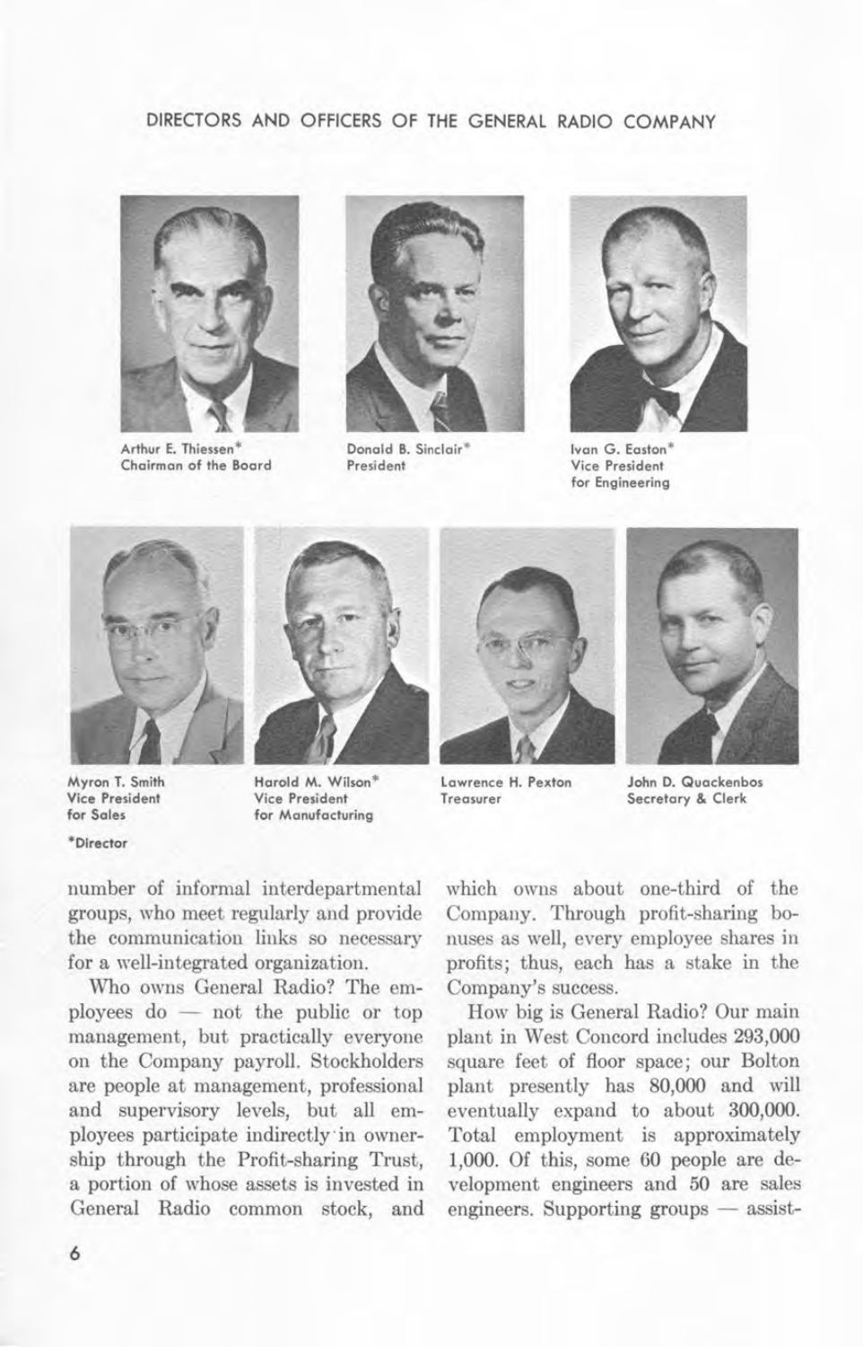## DIRECTORS AND OFFICERS OF THE GENERAL RADIO COMPANY

Arthur E. Thiessen*
Chairman of the Board

Donald B. Sinclair*
President

Ivan G. Easton*
Vice President
for Engineering

Myron T. Smith
Vice President
for Sales

Harold M. Wilson*
Vice President
for Manufacturing

Lawrence H. Pexton
Treasurer

John D. Quackenbos
Secretary & Clerk

*Director

number of informal interdepartmental groups, who meet regularly and provide the communication links so necessary for a well-integrated organization.

Who owns General Radio? The employees do — not the public or top management, but practically everyone on the Company payroll. Stockholders are people at management, professional and supervisory levels, but all employees participate indirectly in ownership through the Profit-sharing Trust, a portion of whose assets is invested in General Radio common stock, and which owns about one-third of the Company. Through profit-sharing bonuses as well, every employee shares in profits; thus, each has a stake in the Company's success.

How big is General Radio? Our main plant in West Concord includes 293,000 square feet of floor space; our Bolton plant presently has 80,000 and will eventually expand to about 300,000. Total employment is approximately 1,000. Of this, some 60 people are development engineers and 50 are sales engineers. Supporting groups — assist-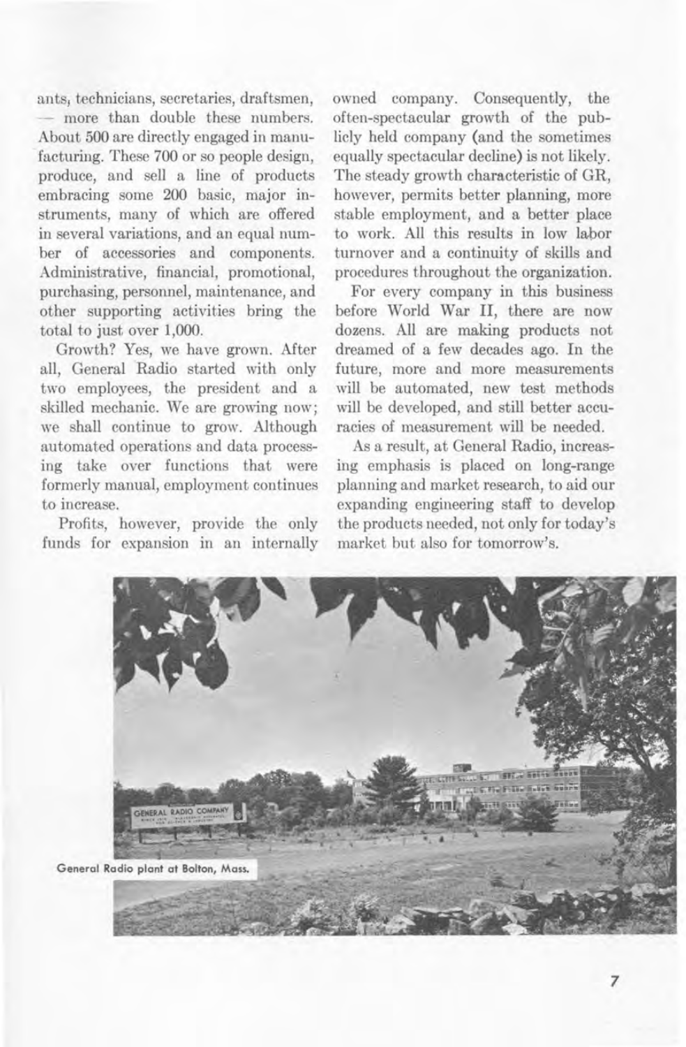ants, technicians, secretaries, draftsmen, — more than double these numbers. About 500 are directly engaged in manufacturing. These 700 or so people design, produce, and sell a line of products embracing some 200 basic, major instruments, many of which are offered in several variations, and an equal number of accessories and components. Administrative, financial, promotional, purchasing, personnel, maintenance, and other supporting activities bring the total to just over 1,000.

Growth? Yes, we have grown. After all, General Radio started with only two employees, the president and a skilled mechanic. We are growing now; we shall continue to grow. Although automated operations and data processing take over functions that were formerly manual, employment continues to increase.

Profits, however, provide the only funds for expansion in an internally owned company. Consequently, the often-spectacular growth of the publicly held company (and the sometimes equally spectacular decline) is not likely. The steady growth characteristic of GR, however, permits better planning, more stable employment, and a better place to work. All this results in low labor turnover and a continuity of skills and procedures throughout the organization.

For every company in this business before World War II, there are now dozens. All are making products not dreamed of a few decades ago. In the future, more and more measurements will be automated, new test methods will be developed, and still better accuracies of measurement will be needed.

As a result, at General Radio, increasing emphasis is placed on long-range planning and market research, to aid our expanding engineering staff to develop the products needed, not only for today's market but also for tomorrow's.

General Radio plant at Bolton, Mass.